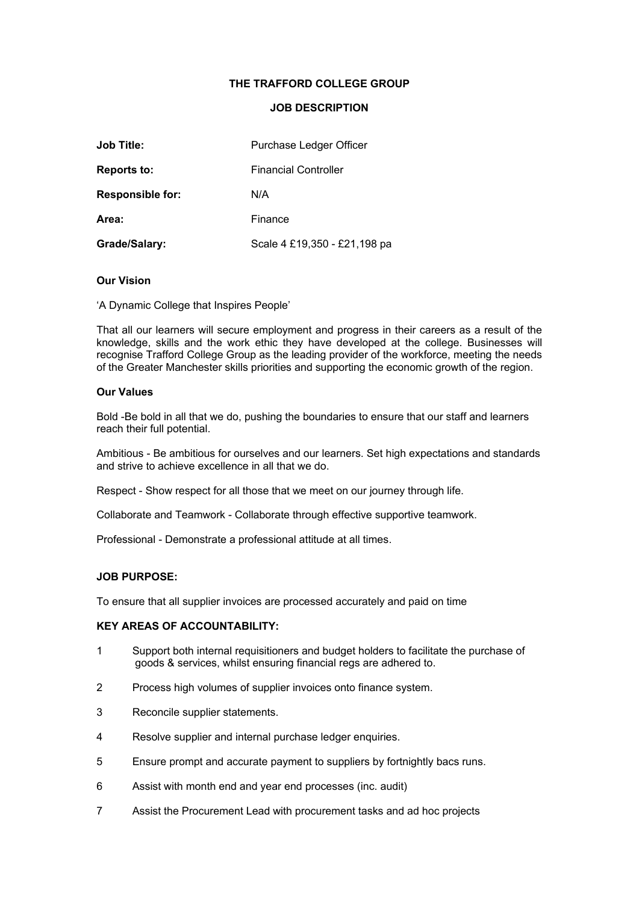**THE TRAFFORD COLLEGE GROUP**

**JOB DESCRIPTION**

| | |
|---|---|
| **Job Title:** | Purchase Ledger Officer |
| **Reports to:** | Financial Controller |
| **Responsible for:** | N/A |
| **Area:** | Finance |
| **Grade/Salary:** | Scale 4 £19,350 - £21,198 pa |

**Our Vision**

'A Dynamic College that Inspires People'

That all our learners will secure employment and progress in their careers as a result of the knowledge, skills and the work ethic they have developed at the college. Businesses will recognise Trafford College Group as the leading provider of the workforce, meeting the needs of the Greater Manchester skills priorities and supporting the economic growth of the region.

**Our Values**

Bold -Be bold in all that we do, pushing the boundaries to ensure that our staff and learners reach their full potential.

Ambitious - Be ambitious for ourselves and our learners. Set high expectations and standards and strive to achieve excellence in all that we do.

Respect - Show respect for all those that we meet on our journey through life.

Collaborate and Teamwork - Collaborate through effective supportive teamwork.

Professional - Demonstrate a professional attitude at all times.

**JOB PURPOSE:**

To ensure that all supplier invoices are processed accurately and paid on time

**KEY AREAS OF ACCOUNTABILITY:**

1. Support both internal requisitioners and budget holders to facilitate the purchase of goods & services, whilst ensuring financial regs are adhered to.
2. Process high volumes of supplier invoices onto finance system.
3. Reconcile supplier statements.
4. Resolve supplier and internal purchase ledger enquiries.
5. Ensure prompt and accurate payment to suppliers by fortnightly bacs runs.
6. Assist with month end and year end processes (inc. audit)
7. Assist the Procurement Lead with procurement tasks and ad hoc projects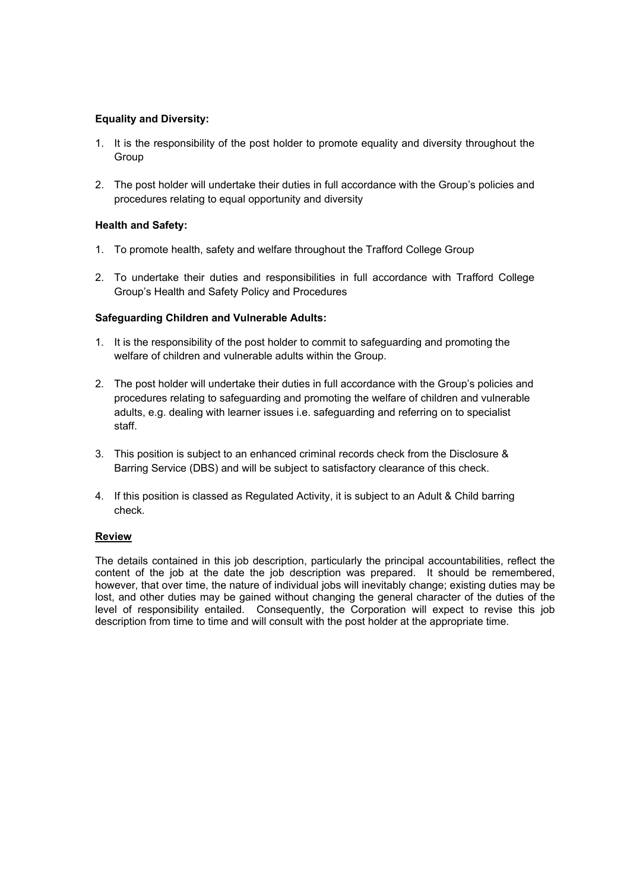**Equality and Diversity:**

1. It is the responsibility of the post holder to promote equality and diversity throughout the Group

2. The post holder will undertake their duties in full accordance with the Group's policies and procedures relating to equal opportunity and diversity

**Health and Safety:**

1. To promote health, safety and welfare throughout the Trafford College Group

2. To undertake their duties and responsibilities in full accordance with Trafford College Group's Health and Safety Policy and Procedures

**Safeguarding Children and Vulnerable Adults:**

1. It is the responsibility of the post holder to commit to safeguarding and promoting the welfare of children and vulnerable adults within the Group.

2. The post holder will undertake their duties in full accordance with the Group's policies and procedures relating to safeguarding and promoting the welfare of children and vulnerable adults, e.g. dealing with learner issues i.e. safeguarding and referring on to specialist staff.

3. This position is subject to an enhanced criminal records check from the Disclosure & Barring Service (DBS) and will be subject to satisfactory clearance of this check.

4. If this position is classed as Regulated Activity, it is subject to an Adult & Child barring check.

**Review**

The details contained in this job description, particularly the principal accountabilities, reflect the content of the job at the date the job description was prepared. It should be remembered, however, that over time, the nature of individual jobs will inevitably change; existing duties may be lost, and other duties may be gained without changing the general character of the duties of the level of responsibility entailed. Consequently, the Corporation will expect to revise this job description from time to time and will consult with the post holder at the appropriate time.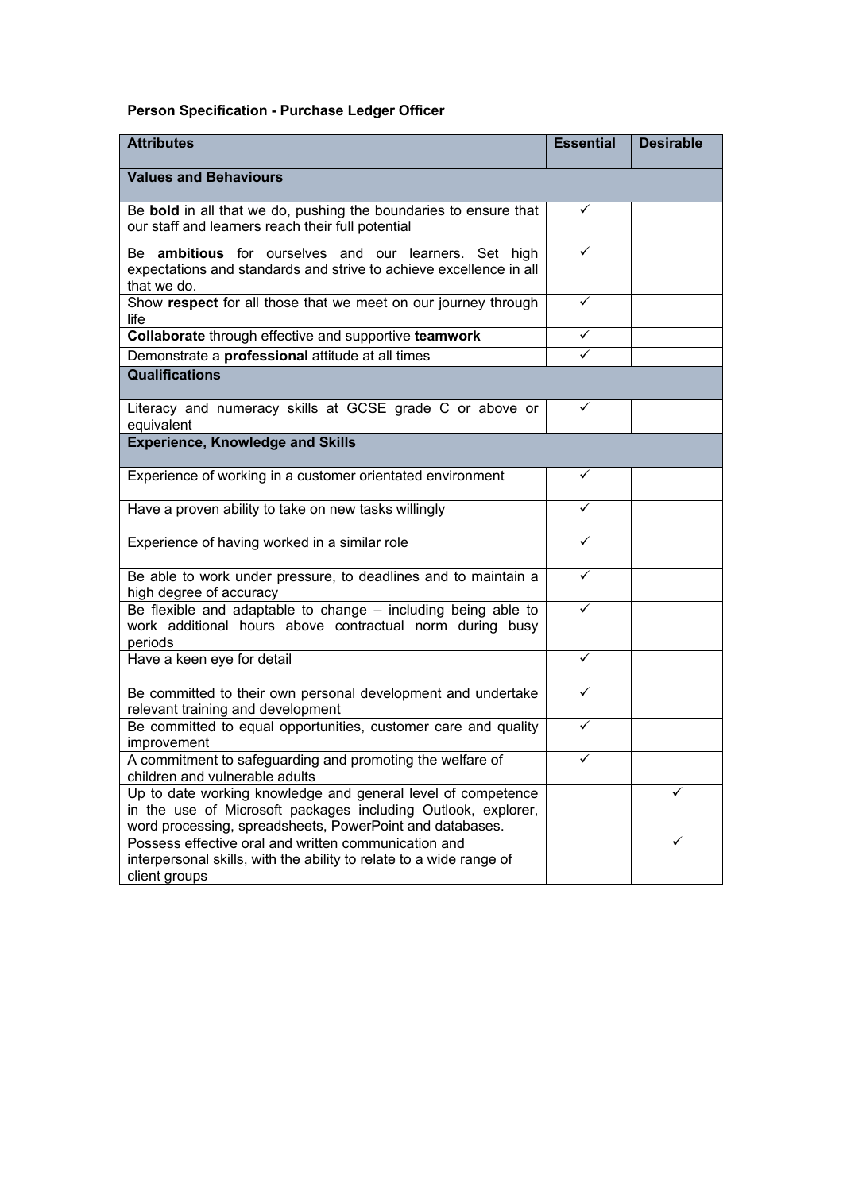**Person Specification - Purchase Ledger Officer**

| Attributes | Essential | Desirable |
|---|---|---|
| **Values and Behaviours** | | |
| Be **bold** in all that we do, pushing the boundaries to ensure that our staff and learners reach their full potential | ✓ | |
| Be **ambitious** for ourselves and our learners. Set high expectations and standards and strive to achieve excellence in all that we do. | ✓ | |
| Show **respect** for all those that we meet on our journey through life | ✓ | |
| **Collaborate** through effective and supportive **teamwork** | ✓ | |
| Demonstrate a **professional** attitude at all times | ✓ | |
| **Qualifications** | | |
| Literacy and numeracy skills at GCSE grade C or above or equivalent | ✓ | |
| **Experience, Knowledge and Skills** | | |
| Experience of working in a customer orientated environment | ✓ | |
| Have a proven ability to take on new tasks willingly | ✓ | |
| Experience of having worked in a similar role | ✓ | |
| Be able to work under pressure, to deadlines and to maintain a high degree of accuracy | ✓ | |
| Be flexible and adaptable to change – including being able to work additional hours above contractual norm during busy periods | ✓ | |
| Have a keen eye for detail | ✓ | |
| Be committed to their own personal development and undertake relevant training and development | ✓ | |
| Be committed to equal opportunities, customer care and quality improvement | ✓ | |
| A commitment to safeguarding and promoting the welfare of children and vulnerable adults | ✓ | |
| Up to date working knowledge and general level of competence in the use of Microsoft packages including Outlook, explorer, word processing, spreadsheets, PowerPoint and databases. | | ✓ |
| Possess effective oral and written communication and interpersonal skills, with the ability to relate to a wide range of client groups | | ✓ |